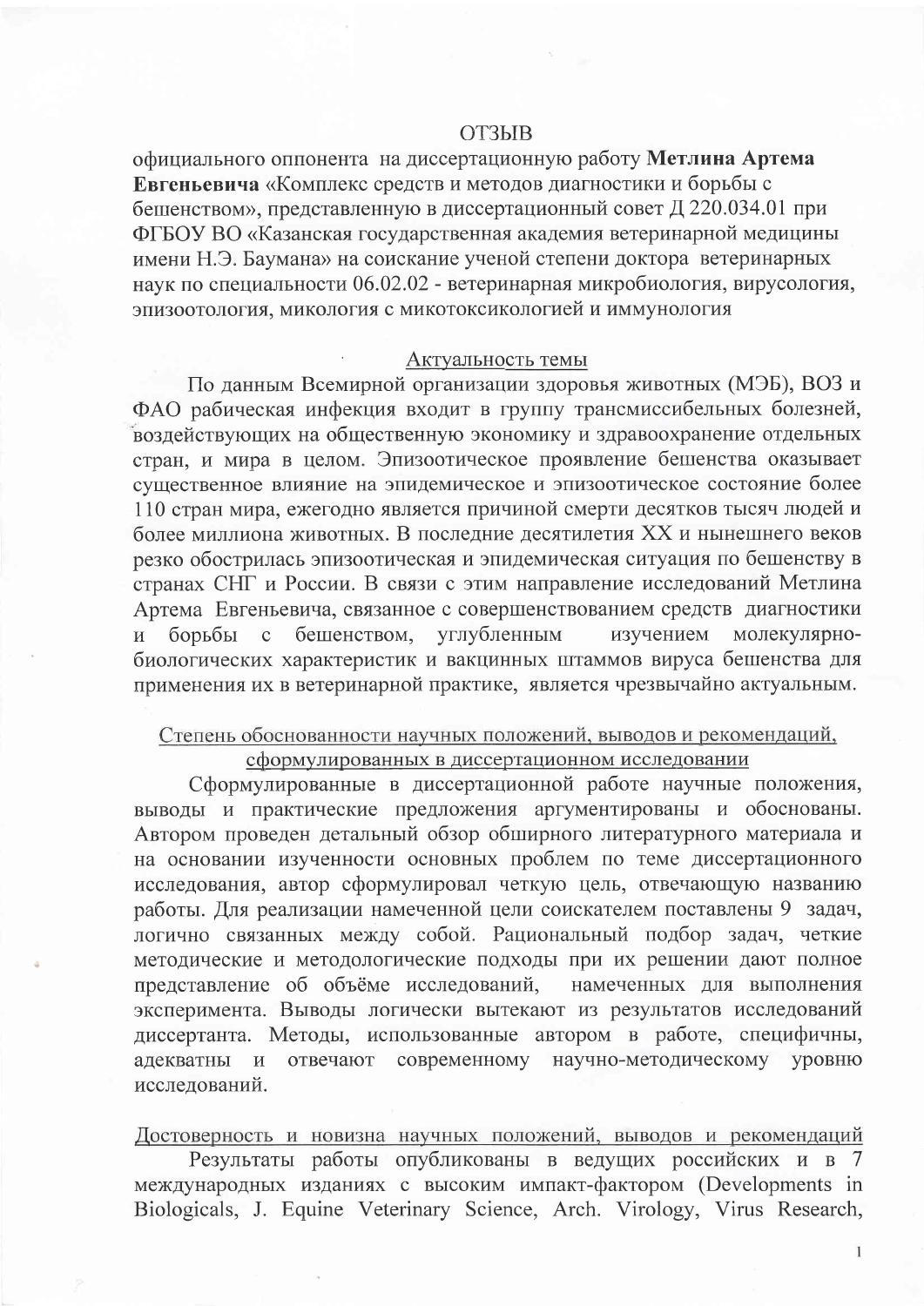# ОТЗЫВ

официального оппонента на диссертационную работу **Метлина Артема Евгеньевича** «Комплекс средств и методов диагностики и борьбы с бешенством», представленную в диссертационный совет Д 220.034.01 при ФГБОУ ВО «Казанская государственная академия ветеринарной медицины имени Н.Э. Баумана» на соискание ученой степени доктора ветеринарных наук по специальности 06.02.02 - ветеринарная микробиология, вирусология, эпизоотология, микология с микотоксикологией и иммунология

## Актуальность темы

По данным Всемирной организации здоровья животных (МЭБ), ВОЗ и ФАО рабическая инфекция входит в группу трансмиссибельных болезней, воздействующих на общественную экономику и здравоохранение отдельных стран, и мира в целом. Эпизоотическое проявление бешенства оказывает существенное влияние на эпидемическое и эпизоотическое состояние более 110 стран мира, ежегодно является причиной смерти десятков тысяч людей и более миллиона животных. В последние десятилетия XX и нынешнего веков резко обострилась эпизоотическая и эпидемическая ситуация по бешенству в странах СНГ и России. В связи с этим направление исследований Метлина Артема Евгеньевича, связанное с совершенствованием средств диагностики и борьбы с бешенством, углубленным изучением молекулярно-биологических характеристик и вакцинных штаммов вируса бешенства для применения их в ветеринарной практике, является чрезвычайно актуальным.

## Степень обоснованности научных положений, выводов и рекомендаций, сформулированных в диссертационном исследовании

Сформулированные в диссертационной работе научные положения, выводы и практические предложения аргументированы и обоснованы. Автором проведен детальный обзор обширного литературного материала и на основании изученности основных проблем по теме диссертационного исследования, автор сформулировал четкую цель, отвечающую названию работы. Для реализации намеченной цели соискателем поставлены 9 задач, логично связанных между собой. Рациональный подбор задач, четкие методические и методологические подходы при их решении дают полное представление об объёме исследований, намеченных для выполнения эксперимента. Выводы логически вытекают из результатов исследований диссертанта. Методы, использованные автором в работе, специфичны, адекватны и отвечают современному научно-методическому уровню исследований.

## Достоверность и новизна научных положений, выводов и рекомендаций

Результаты работы опубликованы в ведущих российских и в 7 международных изданиях с высоким импакт-фактором (Developments in Biologicals, J. Equine Veterinary Science, Arch. Virology, Virus Research,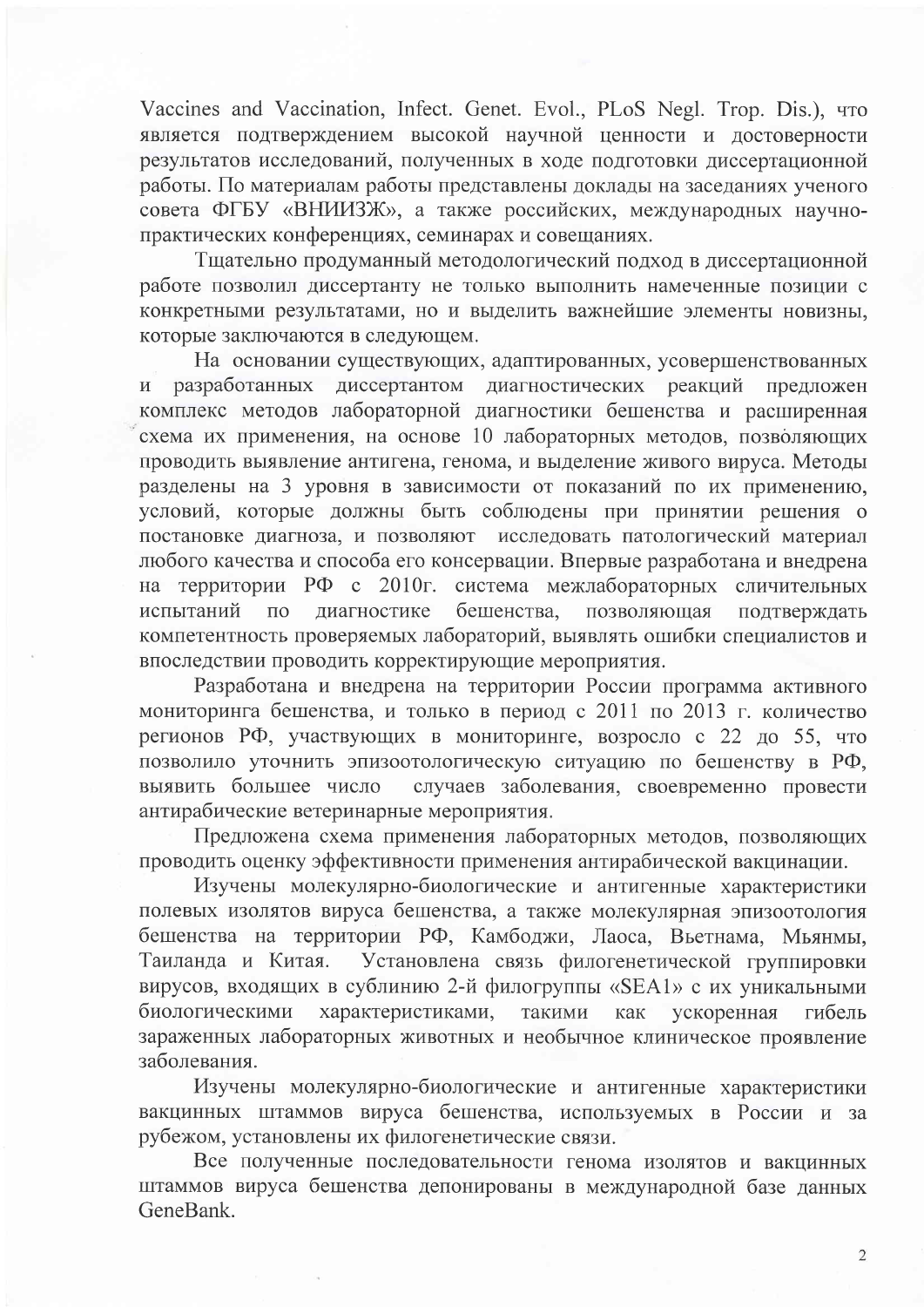Vaccines and Vaccination, Infect. Genet. Evol., PLoS Negl. Trop. Dis.), что является подтверждением высокой научной ценности и достоверности результатов исследований, полученных в ходе подготовки диссертационной работы. По материалам работы представлены доклады на заседаниях ученого совета ФГБУ «ВНИИЗЖ», а также российских, международных научно-практических конференциях, семинарах и совещаниях.

Тщательно продуманный методологический подход в диссертационной работе позволил диссертанту не только выполнить намеченные позиции с конкретными результатами, но и выделить важнейшие элементы новизны, которые заключаются в следующем.

На основании существующих, адаптированных, усовершенствованных и разработанных диссертантом диагностических реакций предложен комплекс методов лабораторной диагностики бешенства и расширенная схема их применения, на основе 10 лабораторных методов, позволяющих проводить выявление антигена, генома, и выделение живого вируса. Методы разделены на 3 уровня в зависимости от показаний по их применению, условий, которые должны быть соблюдены при принятии решения о постановке диагноза, и позволяют исследовать патологический материал любого качества и способа его консервации. Впервые разработана и внедрена на территории РФ с 2010г. система межлабораторных сличительных испытаний по диагностике бешенства, позволяющая подтверждать компетентность проверяемых лабораторий, выявлять ошибки специалистов и впоследствии проводить корректирующие мероприятия.

Разработана и внедрена на территории России программа активного мониторинга бешенства, и только в период с 2011 по 2013 г. количество регионов РФ, участвующих в мониторинге, возросло с 22 до 55, что позволило уточнить эпизоотологическую ситуацию по бешенству в РФ, выявить большее число случаев заболевания, своевременно провести антирабические ветеринарные мероприятия.

Предложена схема применения лабораторных методов, позволяющих проводить оценку эффективности применения антирабической вакцинации.

Изучены молекулярно-биологические и антигенные характеристики полевых изолятов вируса бешенства, а также молекулярная эпизоотология бешенства на территории РФ, Камбоджи, Лаоса, Вьетнама, Мьянмы, Таиланда и Китая. Установлена связь филогенетической группировки вирусов, входящих в сублинию 2-й филогруппы «SEA1» с их уникальными биологическими характеристиками, такими как ускоренная гибель зараженных лабораторных животных и необычное клиническое проявление заболевания.

Изучены молекулярно-биологические и антигенные характеристики вакцинных штаммов вируса бешенства, используемых в России и за рубежом, установлены их филогенетические связи.

Все полученные последовательности генома изолятов и вакцинных штаммов вируса бешенства депонированы в международной базе данных GeneBank.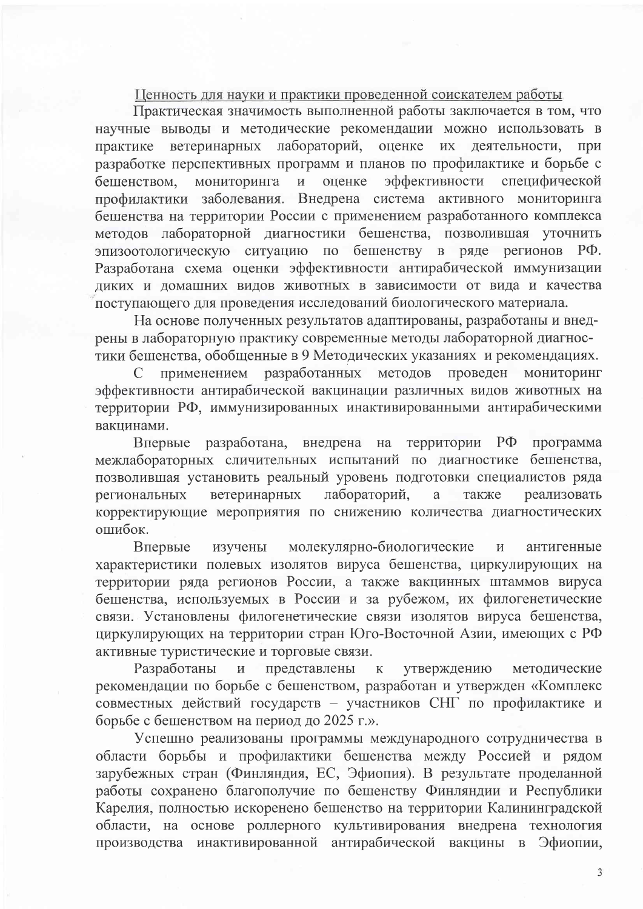Ценность для науки и практики проведенной соискателем работы

Практическая значимость выполненной работы заключается в том, что научные выводы и методические рекомендации можно использовать в практике ветеринарных лабораторий, оценке их деятельности, при разработке перспективных программ и планов по профилактике и борьбе с бешенством, мониторинга и оценке эффективности специфической профилактики заболевания. Внедрена система активного мониторинга бешенства на территории России с применением разработанного комплекса методов лабораторной диагностики бешенства, позволившая уточнить эпизоотологическую ситуацию по бешенству в ряде регионов РФ. Разработана схема оценки эффективности антирабической иммунизации диких и домашних видов животных в зависимости от вида и качества поступающего для проведения исследований биологического материала.

На основе полученных результатов адаптированы, разработаны и внедрены в лабораторную практику современные методы лабораторной диагностики бешенства, обобщенные в 9 Методических указаниях и рекомендациях.

С применением разработанных методов проведен мониторинг эффективности антирабической вакцинации различных видов животных на территории РФ, иммунизированных инактивированными антирабическими вакцинами.

Впервые разработана, внедрена на территории РФ программа межлабораторных сличительных испытаний по диагностике бешенства, позволившая установить реальный уровень подготовки специалистов ряда региональных ветеринарных лабораторий, а также реализовать корректирующие мероприятия по снижению количества диагностических ошибок.

Впервые изучены молекулярно-биологические и антигенные характеристики полевых изолятов вируса бешенства, циркулирующих на территории ряда регионов России, а также вакцинных штаммов вируса бешенства, используемых в России и за рубежом, их филогенетические связи. Установлены филогенетические связи изолятов вируса бешенства, циркулирующих на территории стран Юго-Восточной Азии, имеющих с РФ активные туристические и торговые связи.

Разработаны и представлены к утверждению методические рекомендации по борьбе с бешенством, разработан и утвержден «Комплекс совместных действий государств – участников СНГ по профилактике и борьбе с бешенством на период до 2025 г.».

Успешно реализованы программы международного сотрудничества в области борьбы и профилактики бешенства между Россией и рядом зарубежных стран (Финляндия, ЕС, Эфиопия). В результате проделанной работы сохранено благополучие по бешенству Финляндии и Республики Карелия, полностью искоренено бешенство на территории Калининградской области, на основе роллерного культивирования внедрена технология производства инактивированной антирабической вакцины в Эфиопии,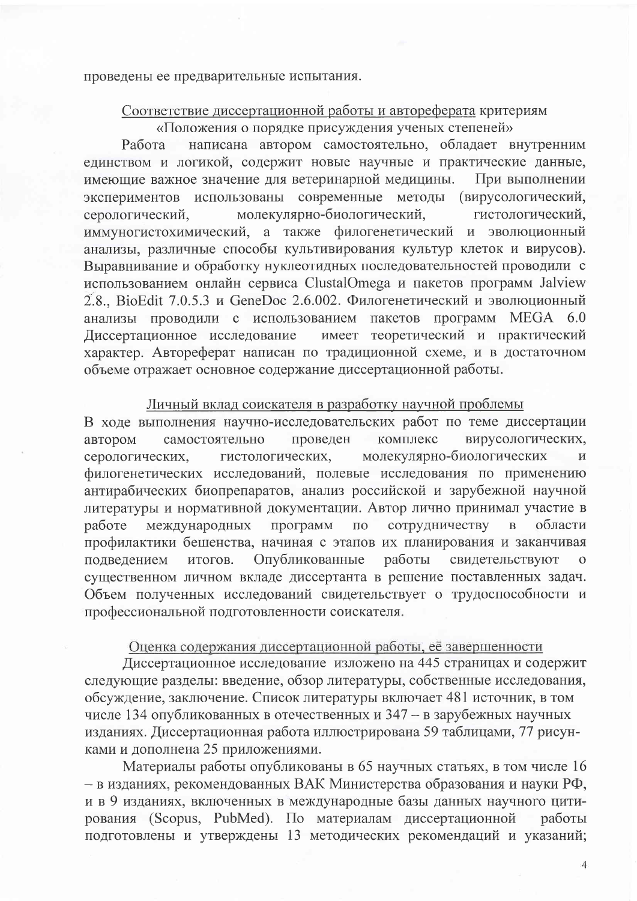проведены ее предварительные испытания.

Соответствие диссертационной работы и автореферата критериям «Положения о порядке присуждения ученых степеней»

Работа написана автором самостоятельно, обладает внутренним единством и логикой, содержит новые научные и практические данные, имеющие важное значение для ветеринарной медицины. При выполнении экспериментов использованы современные методы (вирусологический, серологический, молекулярно-биологический, гистологический, иммуногистохимический, а также филогенетический и эволюционный анализы, различные способы культивирования культур клеток и вирусов). Выравнивание и обработку нуклеотидных последовательностей проводили с использованием онлайн сервиса ClustalOmega и пакетов программ Jalview 2.8., BioEdit 7.0.5.3 и GeneDoc 2.6.002. Филогенетический и эволюционный анализы проводили с использованием пакетов программ MEGA 6.0 Диссертационное исследование имеет теоретический и практический характер. Автореферат написан по традиционной схеме, и в достаточном объеме отражает основное содержание диссертационной работы.

Личный вклад соискателя в разработку научной проблемы

В ходе выполнения научно-исследовательских работ по теме диссертации автором самостоятельно проведен комплекс вирусологических, серологических, гистологических, молекулярно-биологических и филогенетических исследований, полевые исследования по применению антирабических биопрепаратов, анализ российской и зарубежной научной литературы и нормативной документации. Автор лично принимал участие в работе международных программ по сотрудничеству в области профилактики бешенства, начиная с этапов их планирования и заканчивая подведением итогов. Опубликованные работы свидетельствуют о существенном личном вкладе диссертанта в решение поставленных задач. Объем полученных исследований свидетельствует о трудоспособности и профессиональной подготовленности соискателя.

Оценка содержания диссертационной работы, её завершенности

Диссертационное исследование изложено на 445 страницах и содержит следующие разделы: введение, обзор литературы, собственные исследования, обсуждение, заключение. Список литературы включает 481 источник, в том числе 134 опубликованных в отечественных и 347 – в зарубежных научных изданиях. Диссертационная работа иллюстрирована 59 таблицами, 77 рисунками и дополнена 25 приложениями.

Материалы работы опубликованы в 65 научных статьях, в том числе 16 – в изданиях, рекомендованных ВАК Министерства образования и науки РФ, и в 9 изданиях, включенных в международные базы данных научного цитирования (Scopus, PubMed). По материалам диссертационной работы подготовлены и утверждены 13 методических рекомендаций и указаний;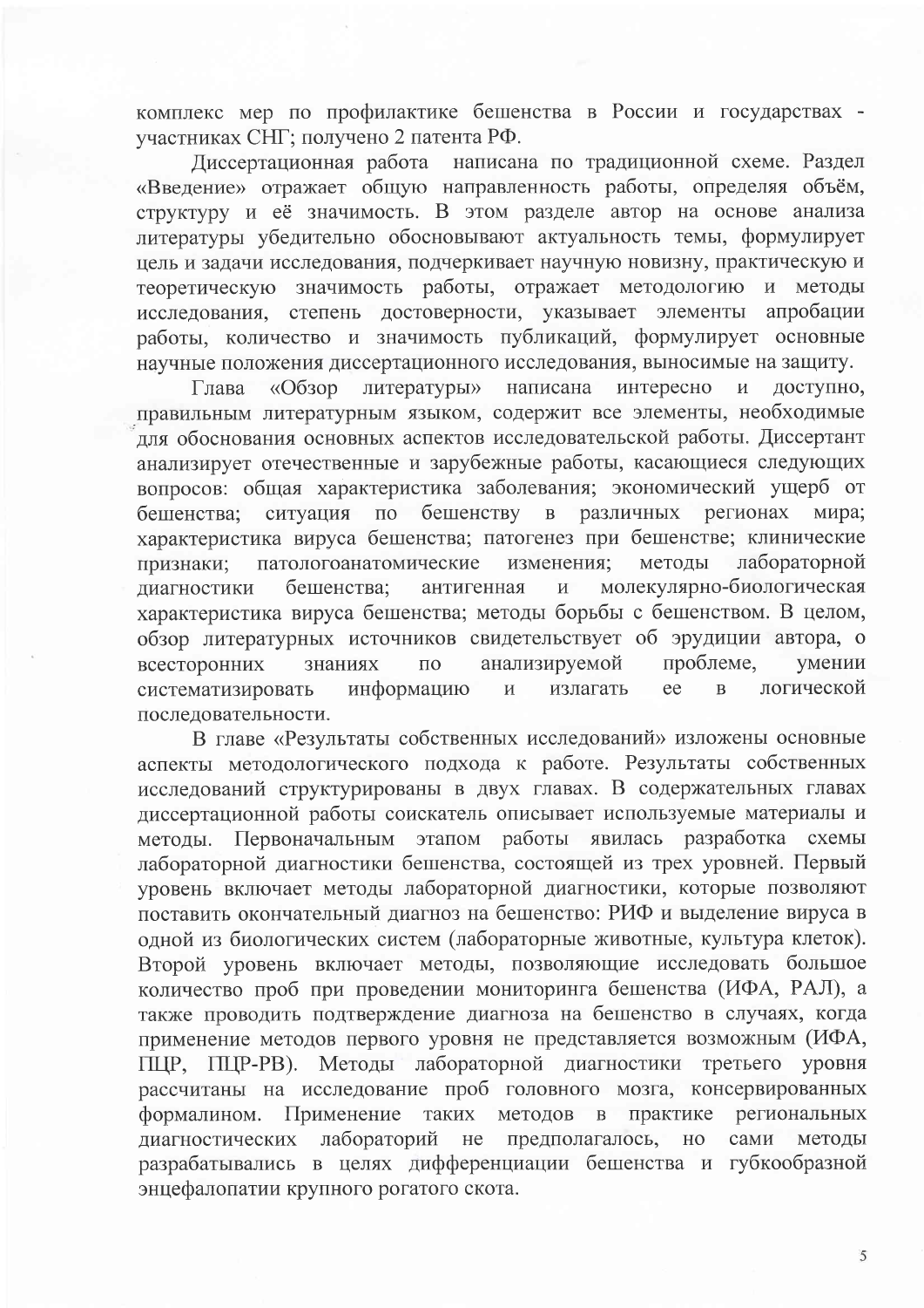комплекс мер по профилактике бешенства в России и государствах - участниках СНГ; получено 2 патента РФ.

Диссертационная работа написана по традиционной схеме. Раздел «Введение» отражает общую направленность работы, определяя объём, структуру и её значимость. В этом разделе автор на основе анализа литературы убедительно обосновывают актуальность темы, формулирует цель и задачи исследования, подчеркивает научную новизну, практическую и теоретическую значимость работы, отражает методологию и методы исследования, степень достоверности, указывает элементы апробации работы, количество и значимость публикаций, формулирует основные научные положения диссертационного исследования, выносимые на защиту.

Глава «Обзор литературы» написана интересно и доступно, правильным литературным языком, содержит все элементы, необходимые для обоснования основных аспектов исследовательской работы. Диссертант анализирует отечественные и зарубежные работы, касающиеся следующих вопросов: общая характеристика заболевания; экономический ущерб от бешенства; ситуация по бешенству в различных регионах мира; характеристика вируса бешенства; патогенез при бешенстве; клинические признаки; патологоанатомические изменения; методы лабораторной диагностики бешенства; антигенная и молекулярно-биологическая характеристика вируса бешенства; методы борьбы с бешенством. В целом, обзор литературных источников свидетельствует об эрудиции автора, о всесторонних знаниях по анализируемой проблеме, умении систематизировать информацию и излагать ее в логической последовательности.

В главе «Результаты собственных исследований» изложены основные аспекты методологического подхода к работе. Результаты собственных исследований структурированы в двух главах. В содержательных главах диссертационной работы соискатель описывает используемые материалы и методы. Первоначальным этапом работы явилась разработка схемы лабораторной диагностики бешенства, состоящей из трех уровней. Первый уровень включает методы лабораторной диагностики, которые позволяют поставить окончательный диагноз на бешенство: РИФ и выделение вируса в одной из биологических систем (лабораторные животные, культура клеток). Второй уровень включает методы, позволяющие исследовать большое количество проб при проведении мониторинга бешенства (ИФА, РАЛ), а также проводить подтверждение диагноза на бешенство в случаях, когда применение методов первого уровня не представляется возможным (ИФА, ПЦР, ПЦР-РВ). Методы лабораторной диагностики третьего уровня рассчитаны на исследование проб головного мозга, консервированных формалином. Применение таких методов в практике региональных диагностических лабораторий не предполагалось, но сами методы разрабатывались в целях дифференциации бешенства и губкообразной энцефалопатии крупного рогатого скота.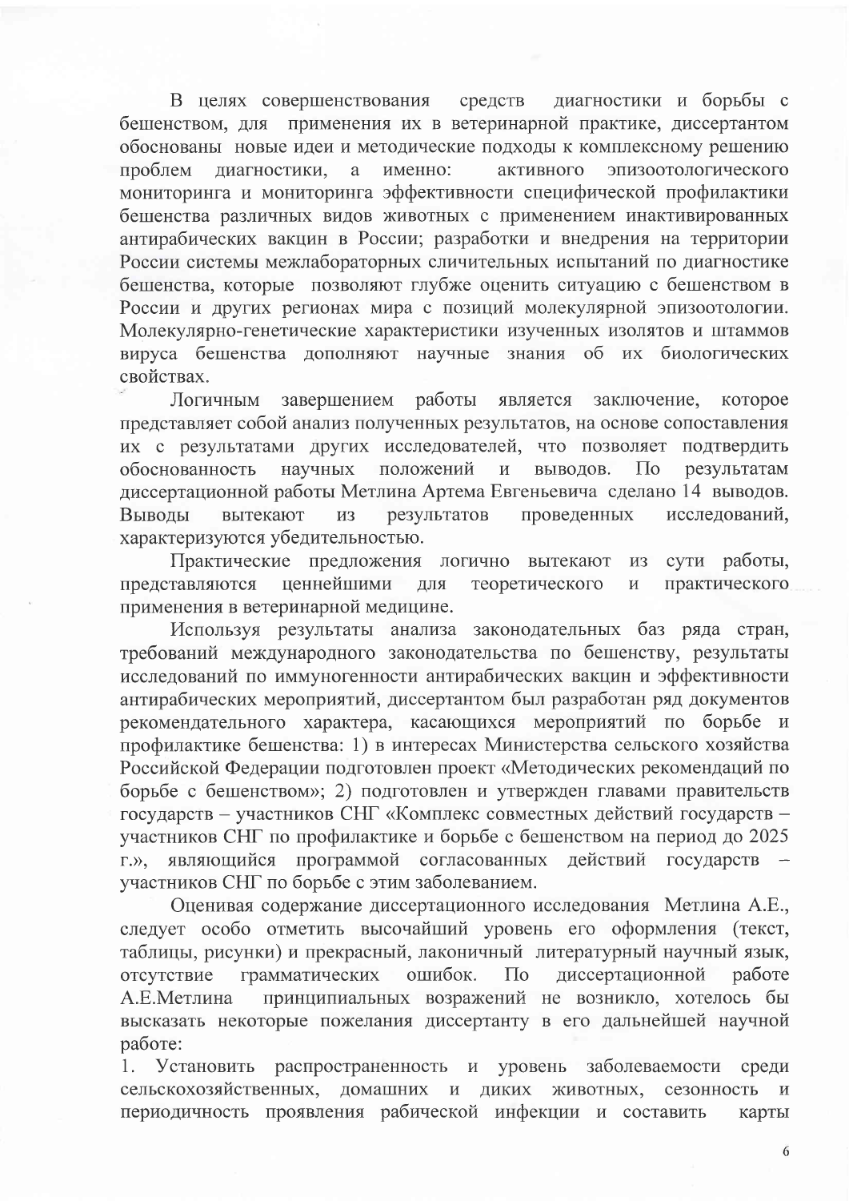В целях совершенствования средств диагностики и борьбы с бешенством, для применения их в ветеринарной практике, диссертантом обоснованы новые идеи и методические подходы к комплексному решению проблем диагностики, а именно: активного эпизоотологического мониторинга и мониторинга эффективности специфической профилактики бешенства различных видов животных с применением инактивированных антирабических вакцин в России; разработки и внедрения на территории России системы межлабораторных сличительных испытаний по диагностике бешенства, которые позволяют глубже оценить ситуацию с бешенством в России и других регионах мира с позиций молекулярной эпизоотологии. Молекулярно-генетические характеристики изученных изолятов и штаммов вируса бешенства дополняют научные знания об их биологических свойствах.

Логичным завершением работы является заключение, которое представляет собой анализ полученных результатов, на основе сопоставления их с результатами других исследователей, что позволяет подтвердить обоснованность научных положений и выводов. По результатам диссертационной работы Метлина Артема Евгеньевича сделано 14 выводов. Выводы вытекают из результатов проведенных исследований, характеризуются убедительностью.

Практические предложения логично вытекают из сути работы, представляются ценнейшими для теоретического и практического применения в ветеринарной медицине.

Используя результаты анализа законодательных баз ряда стран, требований международного законодательства по бешенству, результаты исследований по иммуногенности антирабических вакцин и эффективности антирабических мероприятий, диссертантом был разработан ряд документов рекомендательного характера, касающихся мероприятий по борьбе и профилактике бешенства: 1) в интересах Министерства сельского хозяйства Российской Федерации подготовлен проект «Методических рекомендаций по борьбе с бешенством»; 2) подготовлен и утвержден главами правительств государств – участников СНГ «Комплекс совместных действий государств – участников СНГ по профилактике и борьбе с бешенством на период до 2025 г.», являющийся программой согласованных действий государств – участников СНГ по борьбе с этим заболеванием.

Оценивая содержание диссертационного исследования Метлина А.Е., следует особо отметить высочайший уровень его оформления (текст, таблицы, рисунки) и прекрасный, лаконичный литературный научный язык, отсутствие грамматических ошибок. По диссертационной работе А.Е.Метлина принципиальных возражений не возникло, хотелось бы высказать некоторые пожелания диссертанту в его дальнейшей научной работе:

1. Установить распространенность и уровень заболеваемости среди сельскохозяйственных, домашних и диких животных, сезонность и периодичность проявления рабической инфекции и составить карты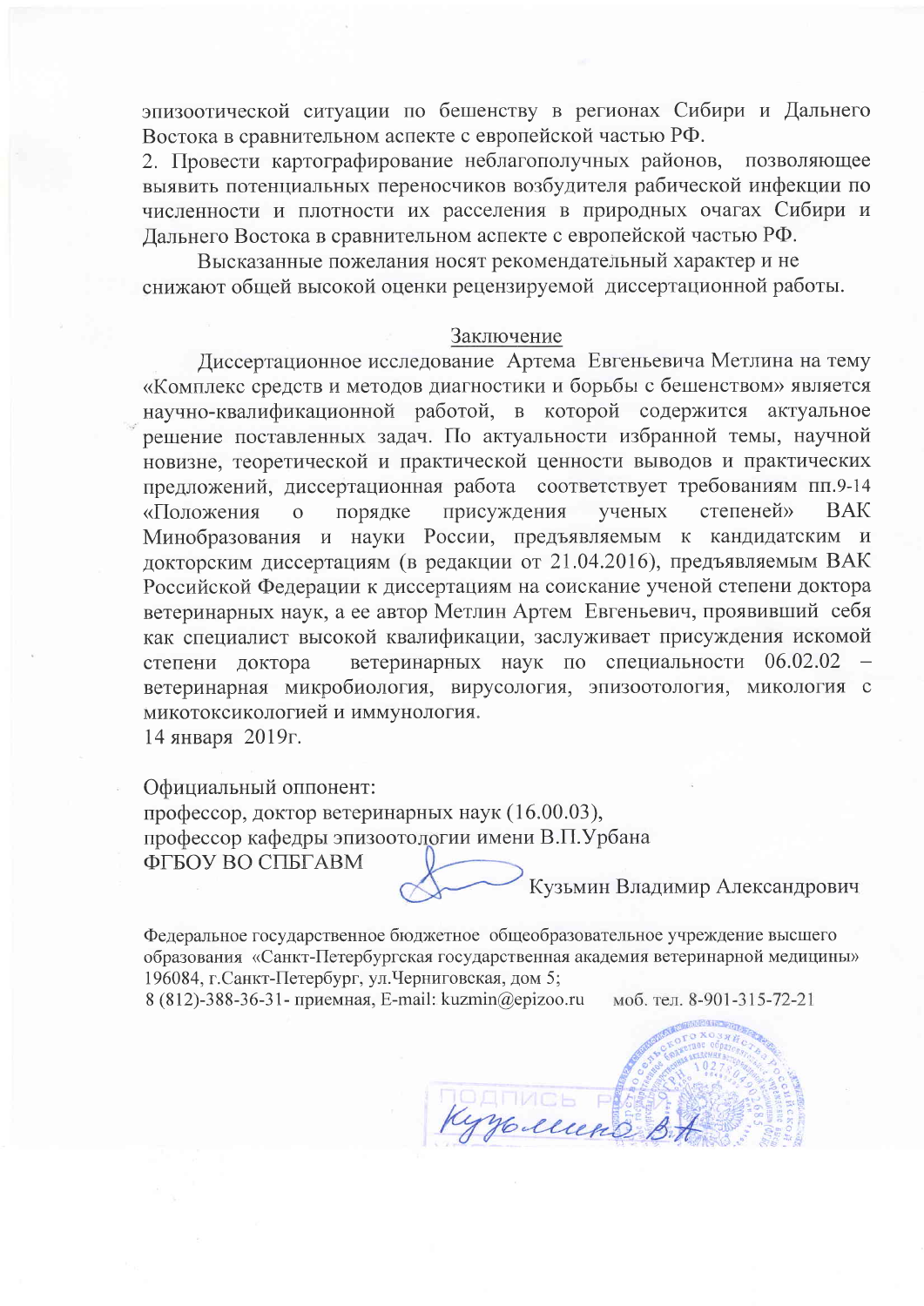эпизоотической ситуации по бешенству в регионах Сибири и Дальнего Востока в сравнительном аспекте с европейской частью РФ.

2. Провести картографирование неблагополучных районов, позволяющее выявить потенциальных переносчиков возбудителя рабической инфекции по численности и плотности их расселения в природных очагах Сибири и Дальнего Востока в сравнительном аспекте с европейской частью РФ.

Высказанные пожелания носят рекомендательный характер и не снижают общей высокой оценки рецензируемой диссертационной работы.

## Заключение

Диссертационное исследование Артема Евгеньевича Метлина на тему «Комплекс средств и методов диагностики и борьбы с бешенством» является научно-квалификационной работой, в которой содержится актуальное решение поставленных задач. По актуальности избранной темы, научной новизне, теоретической и практической ценности выводов и практических предложений, диссертационная работа соответствует требованиям пп.9-14 «Положения о порядке присуждения ученых степеней» ВАК Минобразования и науки России, предъявляемым к кандидатским и докторским диссертациям (в редакции от 21.04.2016), предъявляемым ВАК Российской Федерации к диссертациям на соискание ученой степени доктора ветеринарных наук, а ее автор Метлин Артем Евгеньевич, проявивший себя как специалист высокой квалификации, заслуживает присуждения искомой степени доктора ветеринарных наук по специальности 06.02.02 – ветеринарная микробиология, вирусология, эпизоотология, микология с микотоксикологией и иммунология.

14 января 2019г.

Официальный оппонент:
профессор, доктор ветеринарных наук (16.00.03),
профессор кафедры эпизоотологии имени В.П.Урбана
ФГБОУ ВО СПБГАВМ Кузьмин Владимир Александрович

Федеральное государственное бюджетное общеобразовательное учреждение высшего образования «Санкт-Петербургская государственная академия ветеринарной медицины»
196084, г.Санкт-Петербург, ул.Черниговская, дом 5;
8 (812)-388-36-31- приемная, E-mail: kuzmin@epizoo.ru моб. тел. 8-901-315-72-21